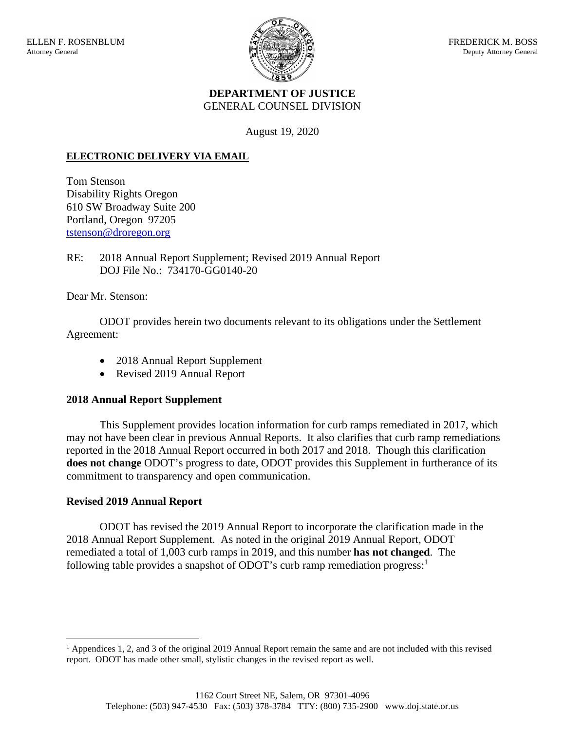ELLEN F. ROSENBLUM
Attorney General

FREDERICK M. BOSS
Deputy Attorney General

**DEPARTMENT OF JUSTICE**
GENERAL COUNSEL DIVISION

August 19, 2020

**ELECTRONIC DELIVERY VIA EMAIL**

Tom Stenson
Disability Rights Oregon
610 SW Broadway Suite 200
Portland, Oregon 97205
tstenson@droregon.org

RE: 2018 Annual Report Supplement; Revised 2019 Annual Report
DOJ File No.: 734170-GG0140-20

Dear Mr. Stenson:

ODOT provides herein two documents relevant to its obligations under the Settlement Agreement:

- 2018 Annual Report Supplement
- Revised 2019 Annual Report

**2018 Annual Report Supplement**

This Supplement provides location information for curb ramps remediated in 2017, which may not have been clear in previous Annual Reports. It also clarifies that curb ramp remediations reported in the 2018 Annual Report occurred in both 2017 and 2018. Though this clarification **does not change** ODOT's progress to date, ODOT provides this Supplement in furtherance of its commitment to transparency and open communication.

**Revised 2019 Annual Report**

ODOT has revised the 2019 Annual Report to incorporate the clarification made in the 2018 Annual Report Supplement. As noted in the original 2019 Annual Report, ODOT remediated a total of 1,003 curb ramps in 2019, and this number **has not changed**. The following table provides a snapshot of ODOT's curb ramp remediation progress:[1]

[1] Appendices 1, 2, and 3 of the original 2019 Annual Report remain the same and are not included with this revised report. ODOT has made other small, stylistic changes in the revised report as well.

1162 Court Street NE, Salem, OR 97301-4096
Telephone: (503) 947-4530 Fax: (503) 378-3784 TTY: (800) 735-2900 www.doj.state.or.us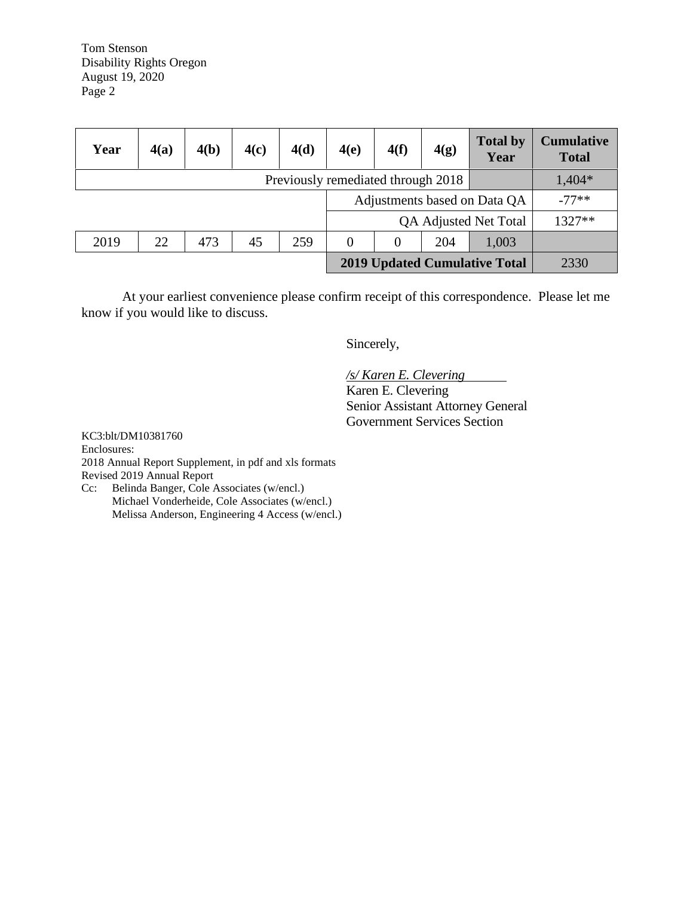| Year | 4(a) | 4(b) | 4(c) | 4(d) | 4(e) | 4(f) | 4(g) | Total by Year | Cumulative Total |
|---|---|---|---|---|---|---|---|---|---|
| Previously remediated through 2018 | | | | | | | | | 1,404* |
| | | | | | Adjustments based on Data QA | | | | -77** |
| | | | | | QA Adjusted Net Total | | | | 1327** |
| 2019 | 22 | 473 | 45 | 259 | 0 | 0 | 204 | 1,003 | |
| | | | | | **2019 Updated Cumulative Total** | | | | 2330 |

At your earliest convenience please confirm receipt of this correspondence. Please let me know if you would like to discuss.

Sincerely,

*/s/ Karen E. Clevering*
Karen E. Clevering
Senior Assistant Attorney General
Government Services Section

KC3:blt/DM10381760
Enclosures:
2018 Annual Report Supplement, in pdf and xls formats
Revised 2019 Annual Report
Cc: Belinda Banger, Cole Associates (w/encl.)
Michael Vonderheide, Cole Associates (w/encl.)
Melissa Anderson, Engineering 4 Access (w/encl.)